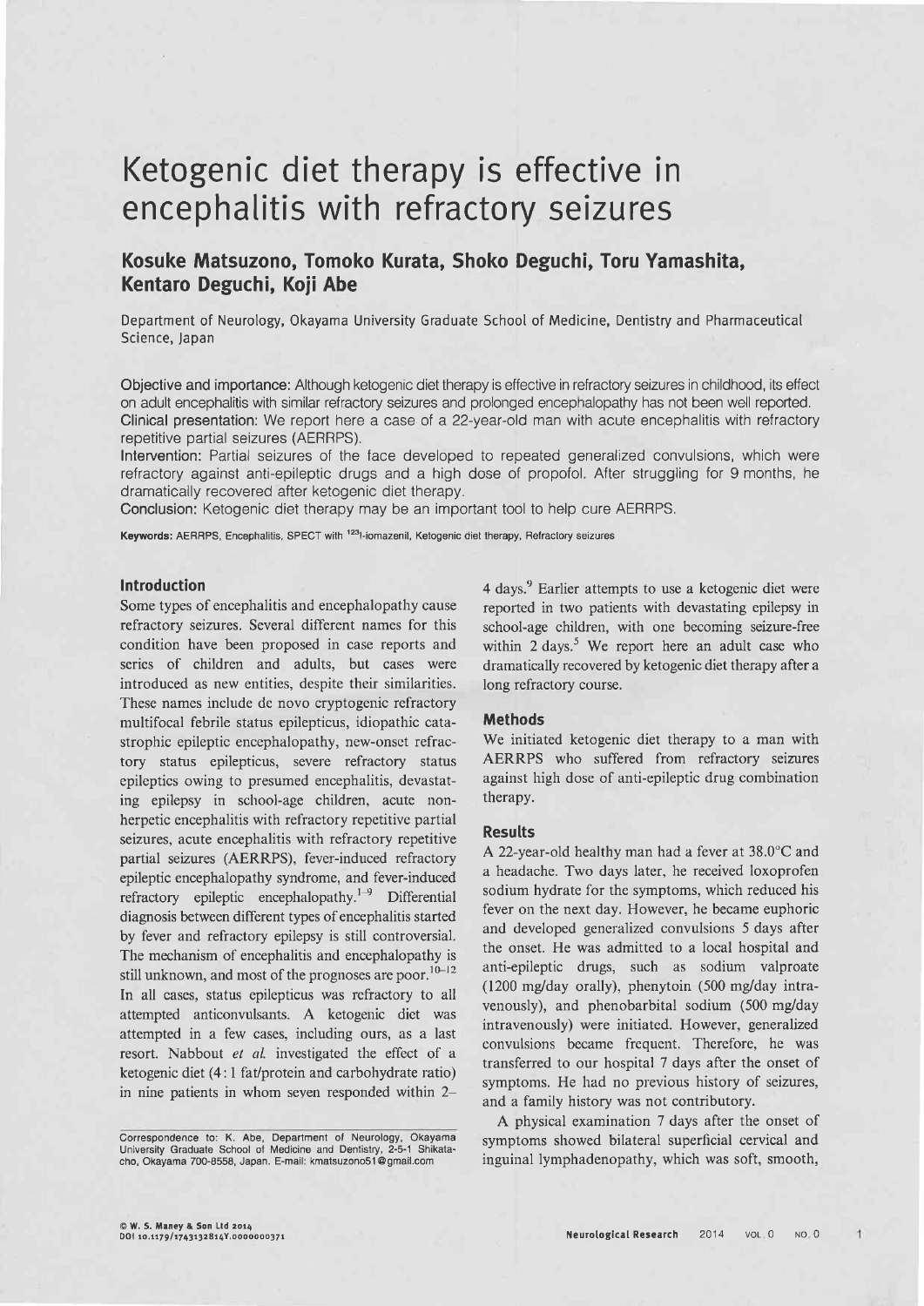# Ketogenic diet therapy is effective in encephalitis with refractory seizures

## Kosuke Matsuzono, Tomoko Kurata, Shoko Deguchi, Toru Yamashita, Kentaro Deguchi, Koji Abe

Department of Neurology, Okayama University Graduate School of Medicine, Dentistry and Pharmaceutical Science, Japan

**Objective and importance:** Although ketogenic diet therapy is effective in refractory seizures in childhood, its effect on adult encephalitis with similar refractory seizures and prolonged encephalopathy has not been well reported.
**Clinical presentation:** We report here a case of a 22-year-old man with acute encephalitis with refractory repetitive partial seizures (AERRPS).
**Intervention:** Partial seizures of the face developed to repeated generalized convulsions, which were refractory against anti-epileptic drugs and a high dose of propofol. After struggling for 9 months, he dramatically recovered after ketogenic diet therapy.
**Conclusion:** Ketogenic diet therapy may be an important tool to help cure AERRPS.

**Keywords:** AERRPS, Encephalitis, SPECT with $^{123}$I-iomazenil, Ketogenic diet therapy, Refractory seizures

## Introduction

Some types of encephalitis and encephalopathy cause refractory seizures. Several different names for this condition have been proposed in case reports and series of children and adults, but cases were introduced as new entities, despite their similarities. These names include de novo cryptogenic refractory multifocal febrile status epilepticus, idiopathic catastrophic epileptic encephalopathy, new-onset refractory status epilepticus, severe refractory status epileptics owing to presumed encephalitis, devastating epilepsy in school-age children, acute non-herpetic encephalitis with refractory repetitive partial seizures, acute encephalitis with refractory repetitive partial seizures (AERRPS), fever-induced refractory epileptic encephalopathy syndrome, and fever-induced refractory epileptic encephalopathy.[1–9] Differential diagnosis between different types of encephalitis started by fever and refractory epilepsy is still controversial. The mechanism of encephalitis and encephalopathy is still unknown, and most of the prognoses are poor.[10–12] In all cases, status epilepticus was refractory to all attempted anticonvulsants. A ketogenic diet was attempted in a few cases, including ours, as a last resort. Nabbout *et al.* investigated the effect of a ketogenic diet (4 : 1 fat/protein and carbohydrate ratio) in nine patients in whom seven responded within 2–4 days.[9] Earlier attempts to use a ketogenic diet were reported in two patients with devastating epilepsy in school-age children, with one becoming seizure-free within 2 days.[5] We report here an adult case who dramatically recovered by ketogenic diet therapy after a long refractory course.

## Methods

We initiated ketogenic diet therapy to a man with AERRPS who suffered from refractory seizures against high dose of anti-epileptic drug combination therapy.

## Results

A 22-year-old healthy man had a fever at 38.0°C and a headache. Two days later, he received loxoprofen sodium hydrate for the symptoms, which reduced his fever on the next day. However, he became euphoric and developed generalized convulsions 5 days after the onset. He was admitted to a local hospital and anti-epileptic drugs, such as sodium valproate (1200 mg/day orally), phenytoin (500 mg/day intravenously), and phenobarbital sodium (500 mg/day intravenously) were initiated. However, generalized convulsions became frequent. Therefore, he was transferred to our hospital 7 days after the onset of symptoms. He had no previous history of seizures, and a family history was not contributory.

A physical examination 7 days after the onset of symptoms showed bilateral superficial cervical and inguinal lymphadenopathy, which was soft, smooth,

Correspondence to: K. Abe, Department of Neurology, Okayama University Graduate School of Medicine and Dentistry, 2-5-1 Shikata-cho, Okayama 700-8558, Japan. E-mail: kmatsuzono51@gmail.com

© W. S. Maney & Son Ltd 2014
DOI 10.1179/1743132814Y.0000000371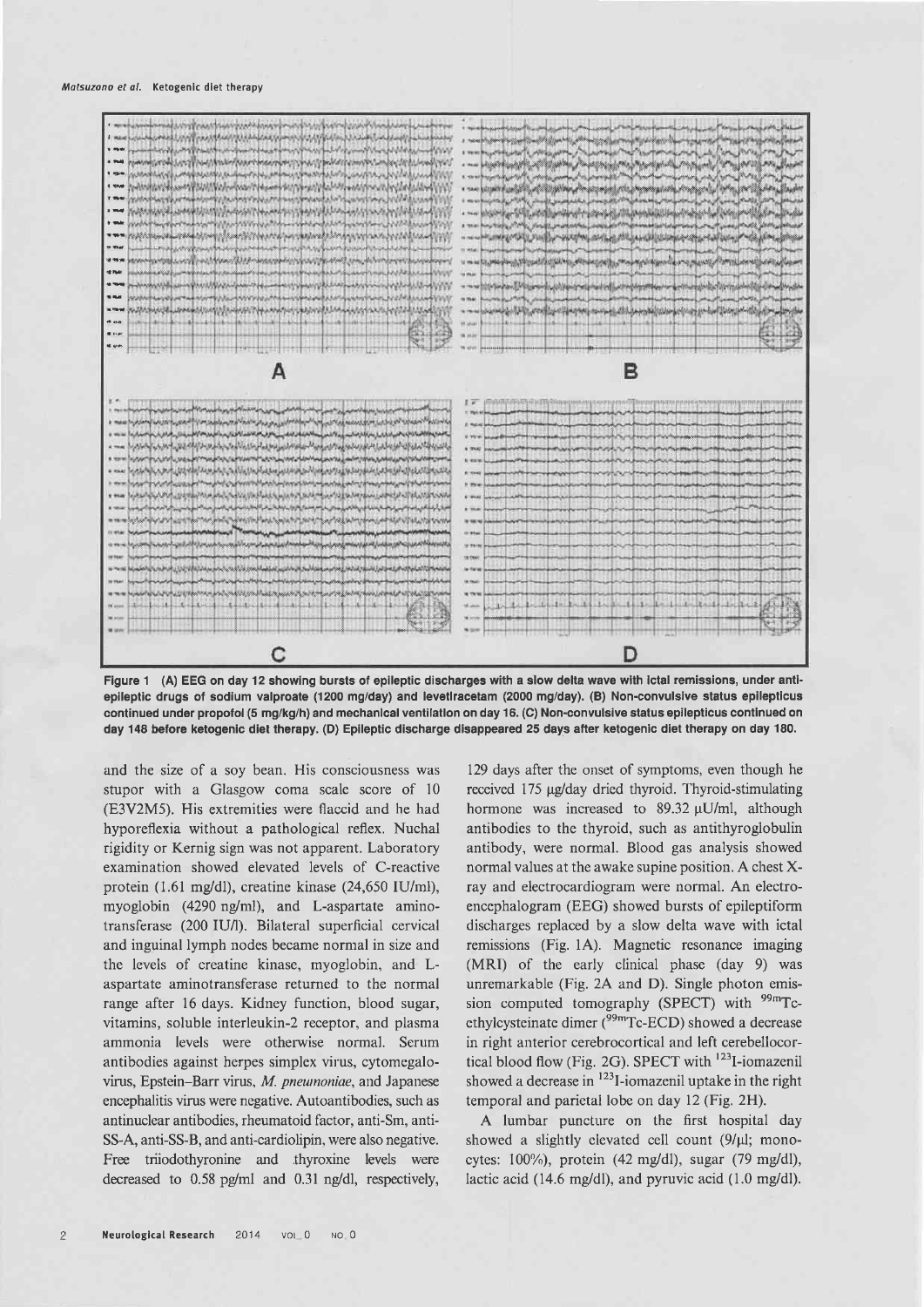Figure 1 (A) EEG on day 12 showing bursts of epileptic discharges with a slow delta wave with ictal remissions, under antiepileptic drugs of sodium valproate (1200 mg/day) and levetiracetam (2000 mg/day). (B) Non-convulsive status epilepticus continued under propofol (5 mg/kg/h) and mechanical ventilation on day 16. (C) Non-convulsive status epilepticus continued on day 148 before ketogenic diet therapy. (D) Epileptic discharge disappeared 25 days after ketogenic diet therapy on day 180.

and the size of a soy bean. His consciousness was stupor with a Glasgow coma scale score of 10 (E3V2M5). His extremities were flaccid and he had hyporeflexia without a pathological reflex. Nuchal rigidity or Kernig sign was not apparent. Laboratory examination showed elevated levels of C-reactive protein (1.61 mg/dl), creatine kinase (24,650 IU/ml), myoglobin (4290 ng/ml), and L-aspartate aminotransferase (200 IU/l). Bilateral superficial cervical and inguinal lymph nodes became normal in size and the levels of creatine kinase, myoglobin, and L-aspartate aminotransferase returned to the normal range after 16 days. Kidney function, blood sugar, vitamins, soluble interleukin-2 receptor, and plasma ammonia levels were otherwise normal. Serum antibodies against herpes simplex virus, cytomegalovirus, Epstein–Barr virus, *M. pneumoniae*, and Japanese encephalitis virus were negative. Autoantibodies, such as antinuclear antibodies, rheumatoid factor, anti-Sm, anti-SS-A, anti-SS-B, and anti-cardiolipin, were also negative. Free triiodothyronine and thyroxine levels were decreased to 0.58 pg/ml and 0.31 ng/dl, respectively, 129 days after the onset of symptoms, even though he received 175 μg/day dried thyroid. Thyroid-stimulating hormone was increased to 89.32 μU/ml, although antibodies to the thyroid, such as antithyroglobulin antibody, were normal. Blood gas analysis showed normal values at the awake supine position. A chest X-ray and electrocardiogram were normal. An electroencephalogram (EEG) showed bursts of epileptiform discharges replaced by a slow delta wave with ictal remissions (Fig. 1A). Magnetic resonance imaging (MRI) of the early clinical phase (day 9) was unremarkable (Fig. 2A and D). Single photon emission computed tomography (SPECT) with $^{99m}$Tc-ethylcysteinate dimer ($^{99m}$Tc-ECD) showed a decrease in right anterior cerebrocortical and left cerebellocortical blood flow (Fig. 2G). SPECT with $^{123}$I-iomazenil showed a decrease in $^{123}$I-iomazenil uptake in the right temporal and parietal lobe on day 12 (Fig. 2H).

A lumbar puncture on the first hospital day showed a slightly elevated cell count (9/μl; monocytes: 100%), protein (42 mg/dl), sugar (79 mg/dl), lactic acid (14.6 mg/dl), and pyruvic acid (1.0 mg/dl).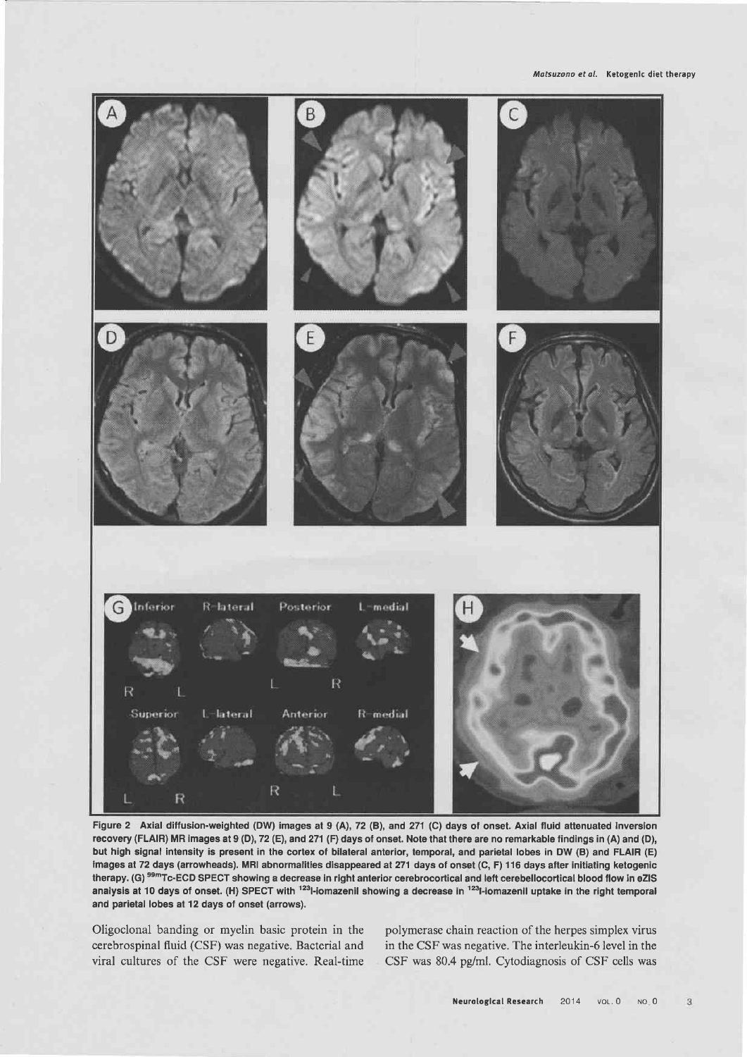Figure 2 Axial diffusion-weighted (DW) images at 9 (A), 72 (B), and 271 (C) days of onset. Axial fluid attenuated inversion recovery (FLAIR) MR images at 9 (D), 72 (E), and 271 (F) days of onset. Note that there are no remarkable findings in (A) and (D), but high signal intensity is present in the cortex of bilateral anterior, temporal, and parietal lobes in DW (B) and FLAIR (E) images at 72 days (arrowheads). MRI abnormalities disappeared at 271 days of onset (C, F) 116 days after initiating ketogenic therapy. (G) $^{99m}$Tc-ECD SPECT showing a decrease in right anterior cerebrocortical and left cerebellocortical blood flow in eZIS analysis at 10 days of onset. (H) SPECT with $^{123}$I-iomazenil showing a decrease in $^{123}$I-iomazenil uptake in the right temporal and parietal lobes at 12 days of onset (arrows).

Oligoclonal banding or myelin basic protein in the cerebrospinal fluid (CSF) was negative. Bacterial and viral cultures of the CSF were negative. Real-time polymerase chain reaction of the herpes simplex virus in the CSF was negative. The interleukin-6 level in the CSF was 80.4 pg/ml. Cytodiagnosis of CSF cells was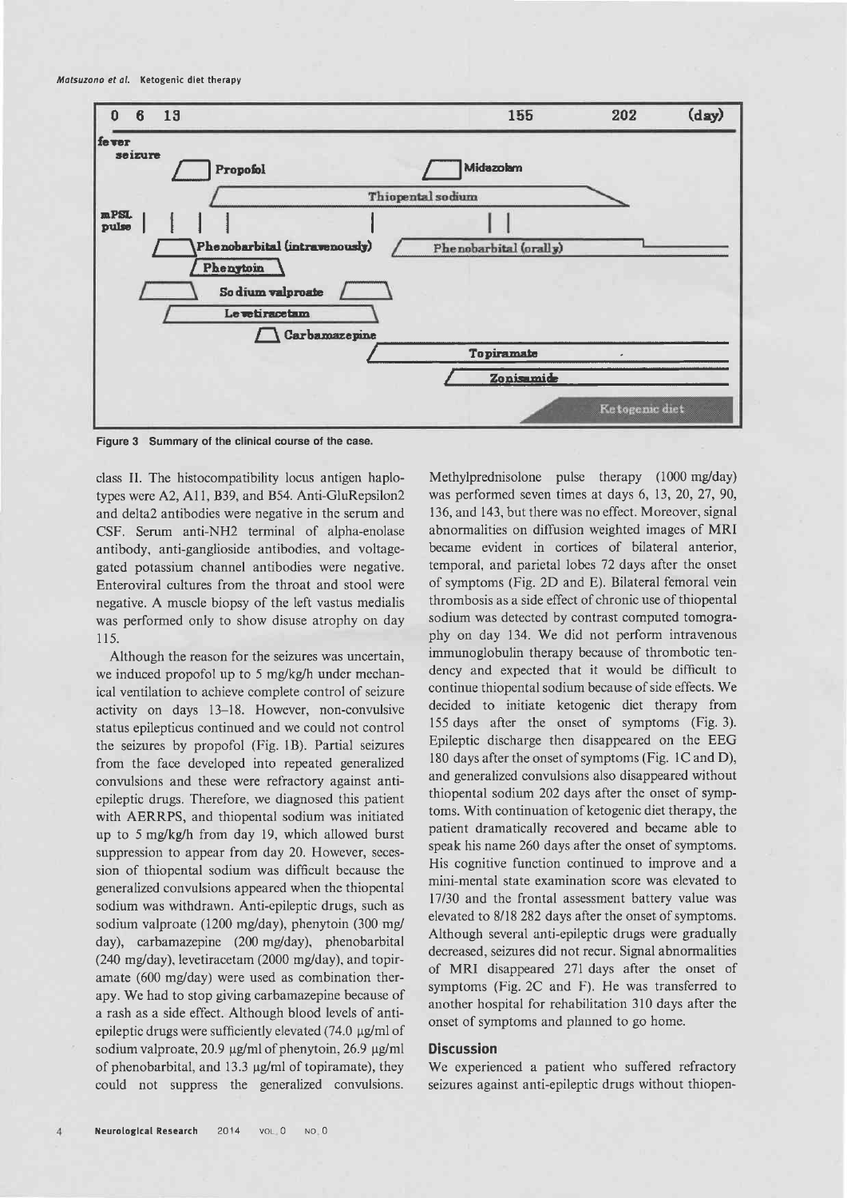Figure 3 Summary of the clinical course of the case.

class II. The histocompatibility locus antigen haplotypes were A2, A11, B39, and B54. Anti-GluRepsilon2 and delta2 antibodies were negative in the serum and CSF. Serum anti-NH2 terminal of alpha-enolase antibody, anti-ganglioside antibodies, and voltage-gated potassium channel antibodies were negative. Enteroviral cultures from the throat and stool were negative. A muscle biopsy of the left vastus medialis was performed only to show disuse atrophy on day 115.

Although the reason for the seizures was uncertain, we induced propofol up to 5 mg/kg/h under mechanical ventilation to achieve complete control of seizure activity on days 13–18. However, non-convulsive status epilepticus continued and we could not control the seizures by propofol (Fig. 1B). Partial seizures from the face developed into repeated generalized convulsions and these were refractory against anti-epileptic drugs. Therefore, we diagnosed this patient with AERRPS, and thiopental sodium was initiated up to 5 mg/kg/h from day 19, which allowed burst suppression to appear from day 20. However, secession of thiopental sodium was difficult because the generalized convulsions appeared when the thiopental sodium was withdrawn. Anti-epileptic drugs, such as sodium valproate (1200 mg/day), phenytoin (300 mg/day), carbamazepine (200 mg/day), phenobarbital (240 mg/day), levetiracetam (2000 mg/day), and topiramate (600 mg/day) were used as combination therapy. We had to stop giving carbamazepine because of a rash as a side effect. Although blood levels of anti-epileptic drugs were sufficiently elevated (74.0 μg/ml of sodium valproate, 20.9 μg/ml of phenytoin, 26.9 μg/ml of phenobarbital, and 13.3 μg/ml of topiramate), they could not suppress the generalized convulsions. Methylprednisolone pulse therapy (1000 mg/day) was performed seven times at days 6, 13, 20, 27, 90, 136, and 143, but there was no effect. Moreover, signal abnormalities on diffusion weighted images of MRI became evident in cortices of bilateral anterior, temporal, and parietal lobes 72 days after the onset of symptoms (Fig. 2D and E). Bilateral femoral vein thrombosis as a side effect of chronic use of thiopental sodium was detected by contrast computed tomography on day 134. We did not perform intravenous immunoglobulin therapy because of thrombotic tendency and expected that it would be difficult to continue thiopental sodium because of side effects. We decided to initiate ketogenic diet therapy from 155 days after the onset of symptoms (Fig. 3). Epileptic discharge then disappeared on the EEG 180 days after the onset of symptoms (Fig. 1C and D), and generalized convulsions also disappeared without thiopental sodium 202 days after the onset of symptoms. With continuation of ketogenic diet therapy, the patient dramatically recovered and became able to speak his name 260 days after the onset of symptoms. His cognitive function continued to improve and a mini-mental state examination score was elevated to 17/30 and the frontal assessment battery value was elevated to 8/18 282 days after the onset of symptoms. Although several anti-epileptic drugs were gradually decreased, seizures did not recur. Signal abnormalities of MRI disappeared 271 days after the onset of symptoms (Fig. 2C and F). He was transferred to another hospital for rehabilitation 310 days after the onset of symptoms and planned to go home.

## Discussion

We experienced a patient who suffered refractory seizures against anti-epileptic drugs without thiopen-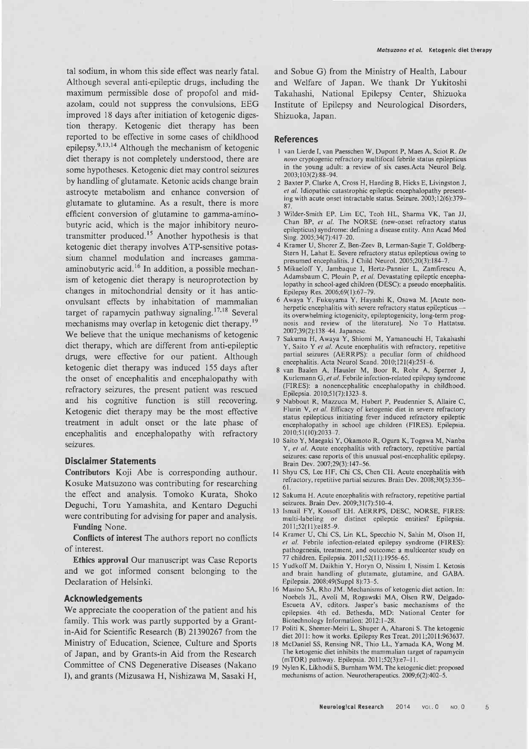tal sodium, in whom this side effect was nearly fatal. Although several anti-epileptic drugs, including the maximum permissible dose of propofol and midazolam, could not suppress the convulsions, EEG improved 18 days after initiation of ketogenic digestion therapy. Ketogenic diet therapy has been reported to be effective in some cases of childhood epilepsy.[9,13,14] Although the mechanism of ketogenic diet therapy is not completely understood, there are some hypotheses. Ketogenic diet may control seizures by handling of glutamate. Ketonic acids change brain astrocyte metabolism and enhance conversion of glutamate to glutamine. As a result, there is more efficient conversion of glutamine to gamma-aminobutyric acid, which is the major inhibitory neurotransmitter produced.[15] Another hypothesis is that ketogenic diet therapy involves ATP-sensitive potassium channel modulation and increases gamma-aminobutyric acid.[16] In addition, a possible mechanism of ketogenic diet therapy is neuroprotection by changes in mitochondrial density or it has anticonvulsant effects by inhabitation of mammalian target of rapamycin pathway signaling.[17,18] Several mechanisms may overlap in ketogenic diet therapy.[19] We believe that the unique mechanisms of ketogenic diet therapy, which are different from anti-epileptic drugs, were effective for our patient. Although ketogenic diet therapy was induced 155 days after the onset of encephalitis and encephalopathy with refractory seizures, the present patient was rescued and his cognitive function is still recovering. Ketogenic diet therapy may be the most effective treatment in adult onset or the late phase of encephalitis and encephalopathy with refractory seizures.

## Disclaimer Statements

**Contributors** Koji Abe is corresponding authour. Kosuke Matsuzono was contributing for researching the effect and analysis. Tomoko Kurata, Shoko Deguchi, Toru Yamashita, and Kentaro Deguchi were contributing for advising for paper and analysis.

**Funding** None.

**Conflicts of interest** The authors report no conflicts of interest.

**Ethics approval** Our manuscript was Case Reports and we got informed consent belonging to the Declaration of Helsinki.

## Acknowledgements

We appreciate the cooperation of the patient and his family. This work was partly supported by a Grant-in-Aid for Scientific Research (B) 21390267 from the Ministry of Education, Science, Culture and Sports of Japan, and by Grants-in Aid from the Research Committee of CNS Degenerative Diseases (Nakano I), and grants (Mizusawa H, Nishizawa M, Sasaki H, and Sobue G) from the Ministry of Health, Labour and Welfare of Japan. We thank Dr Yukitoshi Takahashi, National Epilepsy Center, Shizuoka Institute of Epilepsy and Neurological Disorders, Shizuoka, Japan.

## References

1. van Lierde I, van Paesschen W, Dupont P, Maes A, Sciot R. *De novo* cryptogenic refractory multifocal febrile status epilepticus in the young adult: a review of six cases.Acta Neurol Belg. 2003;103(2):88–94.
2. Baxter P, Clarke A, Cross H, Harding B, Hicks E, Livingston J, *et al.* Idiopathic catastrophic epileptic encephalopathy presenting with acute onset intractable status. Seizure. 2003;12(6):379–87.
3. Wilder-Smith EP, Lim EC, Teoh HL, Sharma VK, Tan JJ, Chan BP, *et al.* The NORSE (new-onset refractory status epilepticus) syndrome: defining a disease entity. Ann Acad Med Sing. 2005;34(7):417–20.
4. Kramer U, Shorer Z, Ben-Zeev B, Lerman-Sagie T, Goldberg-Stern H, Lahat E. Severe refractory status epilepticus owing to presumed encephalitis. J Child Neurol. 2005;20(3):184–7.
5. Mikaeloff Y, Jambaque I, Hertz-Pannier L, Zamfirescu A, Adamsbaum C, Plouin P, *et al.* Devastating epileptic encephalopathy in school-aged children (DESC): a pseudo encephalitis. Epilepsy Res. 2006;69(1):67–79.
6. Awaya Y, Fukuyama Y, Hayashi K, Osawa M. [Acute non-herpetic encephalitis with severe refractory status epilepticus — its overwhelming ictogenicity, epileptogenicity, long-term prognosis and review of the literature]. No To Hattatsu. 2007;39(2):138–44. Japanese.
7. Sakuma H, Awaya Y, Shiomi M, Yamanouchi H, Takahashi Y, Saito Y *et al.* Acute encephalitis with refractory, repetitive partial seizures (AERRPS): a peculiar form of childhood encephalitis. Acta Neurol Scand. 2010;121(4):251–6.
8. van Baalen A, Hausler M, Boor R, Rohr A, Sperner J, Kurlemann G, *et al.* Febrile infection-related epilepsy syndrome (FIRES): a nonencephalitic encephalopathy in childhood. Epilepsia. 2010;51(7):1323–8.
9. Nabbout R, Mazzuca M, Hubert P, Peudennier S, Allaire C, Flurin V, *et al.* Efficacy of ketogenic diet in severe refractory status epilepticus initiating fever induced refractory epileptic encephalopathy in school age children (FIRES). Epilepsia. 2010;51(10):2033–7.
10. Saito Y, Maegaki Y, Okamoto R, Ogura K, Togawa M, Nanba Y, *et al.* Acute encephalitis with refractory, repetitive partial seizures: case reports of this unusual post-encephalitic epilepsy. Brain Dev. 2007;29(3):147–56.
11. Shyu CS, Lee HF, Chi CS, Chen CH. Acute encephalitis with refractory, repetitive partial seizures. Brain Dev. 2008;30(5):356–61.
12. Sakuma H. Acute encephalitis with refractory, repetitive partial seizures. Brain Dev. 2009;31(7):510–4.
13. Ismail FY, Kossoff EH. AERRPS, DESC, NORSE, FIRES: multi-labeling or distinct epileptic entities? Epilepsia. 2011;52(11):e185–9.
14. Kramer U, Chi CS, Lin KL, Specchio N, Sahin M, Olson H, *et al.* Febrile infection-related epilepsy syndrome (FIRES): pathogenesis, treatment, and outcome: a multicenter study on 77 children. Epilepsia. 2011;52(11):1956–65.
15. Yudkoff M, Daikhin Y, Horyn O, Nissim I, Nissim I. Ketosis and brain handling of glutamate, glutamine, and GABA. Epilepsia. 2008;49(Suppl 8):73–5.
16. Masino SA, Rho JM. Mechanisms of ketogenic diet action. In: Noebels JL, Avoli M, Rogawski MA, Olsen RW, Delgado-Escueta AV, editors. Jasper's basic mechanisms of the epilepsies. 4th ed. Bethesda, MD: National Center for Biotechnology Information; 2012:1–28.
17. Politi K, Shemer-Meiri L, Shuper A, Aharoni S. The ketogenic diet 2011: how it works. Epilepsy Res Treat. 2011;2011:963637.
18. McDaniel SS, Rensing NR, Thio LL, Yamada KA, Wong M. The ketogenic diet inhibits the mammalian target of rapamycin (mTOR) pathway. Epilepsia. 2011;52(3):e7–11.
19. Nylen K, Likhodii S, Burnham WM. The ketogenic diet: proposed mechanisms of action. Neurotherapeutics. 2009;6(2):402–5.